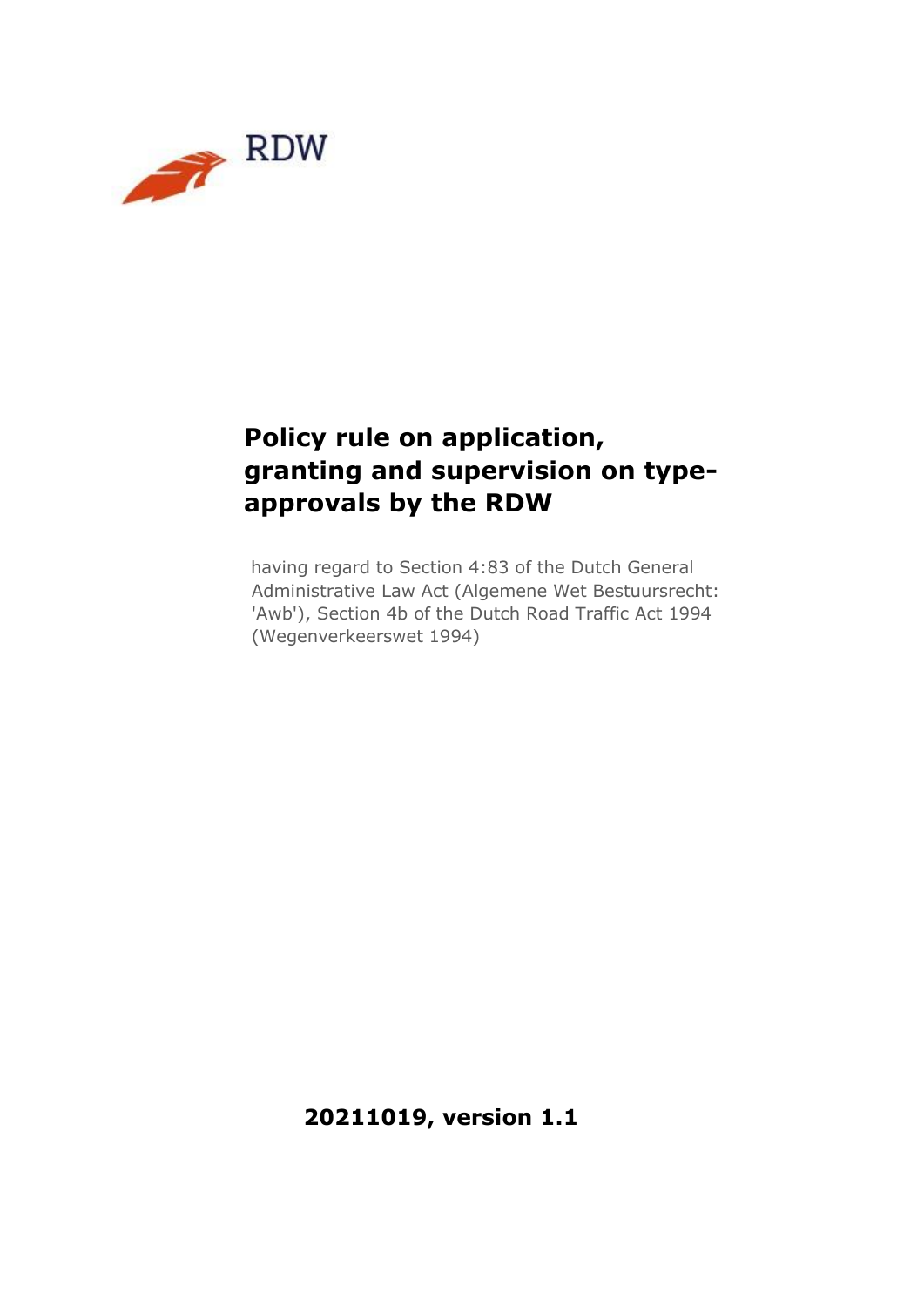RDW

# Policy rule on application, granting and supervision on type-approvals by the RDW

having regard to Section 4:83 of the Dutch General Administrative Law Act (Algemene Wet Bestuursrecht: 'Awb'), Section 4b of the Dutch Road Traffic Act 1994 (Wegenverkeerswet 1994)

**20211019, version 1.1**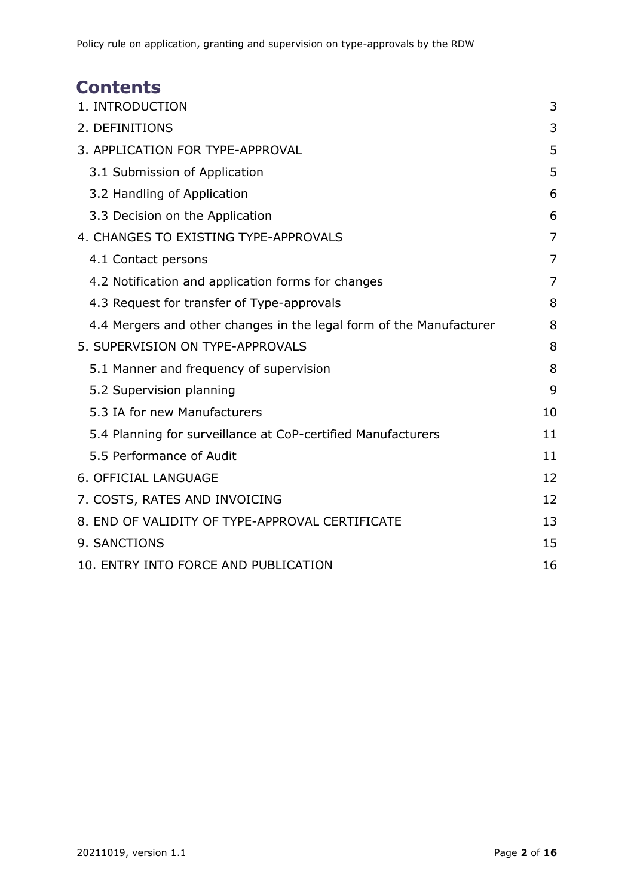# Contents

| | |
|---|---|
| 1. INTRODUCTION | 3 |
| 2. DEFINITIONS | 3 |
| 3. APPLICATION FOR TYPE-APPROVAL | 5 |
| 3.1 Submission of Application | 5 |
| 3.2 Handling of Application | 6 |
| 3.3 Decision on the Application | 6 |
| 4. CHANGES TO EXISTING TYPE-APPROVALS | 7 |
| 4.1 Contact persons | 7 |
| 4.2 Notification and application forms for changes | 7 |
| 4.3 Request for transfer of Type-approvals | 8 |
| 4.4 Mergers and other changes in the legal form of the Manufacturer | 8 |
| 5. SUPERVISION ON TYPE-APPROVALS | 8 |
| 5.1 Manner and frequency of supervision | 8 |
| 5.2 Supervision planning | 9 |
| 5.3 IA for new Manufacturers | 10 |
| 5.4 Planning for surveillance at CoP-certified Manufacturers | 11 |
| 5.5 Performance of Audit | 11 |
| 6. OFFICIAL LANGUAGE | 12 |
| 7. COSTS, RATES AND INVOICING | 12 |
| 8. END OF VALIDITY OF TYPE-APPROVAL CERTIFICATE | 13 |
| 9. SANCTIONS | 15 |
| 10. ENTRY INTO FORCE AND PUBLICATION | 16 |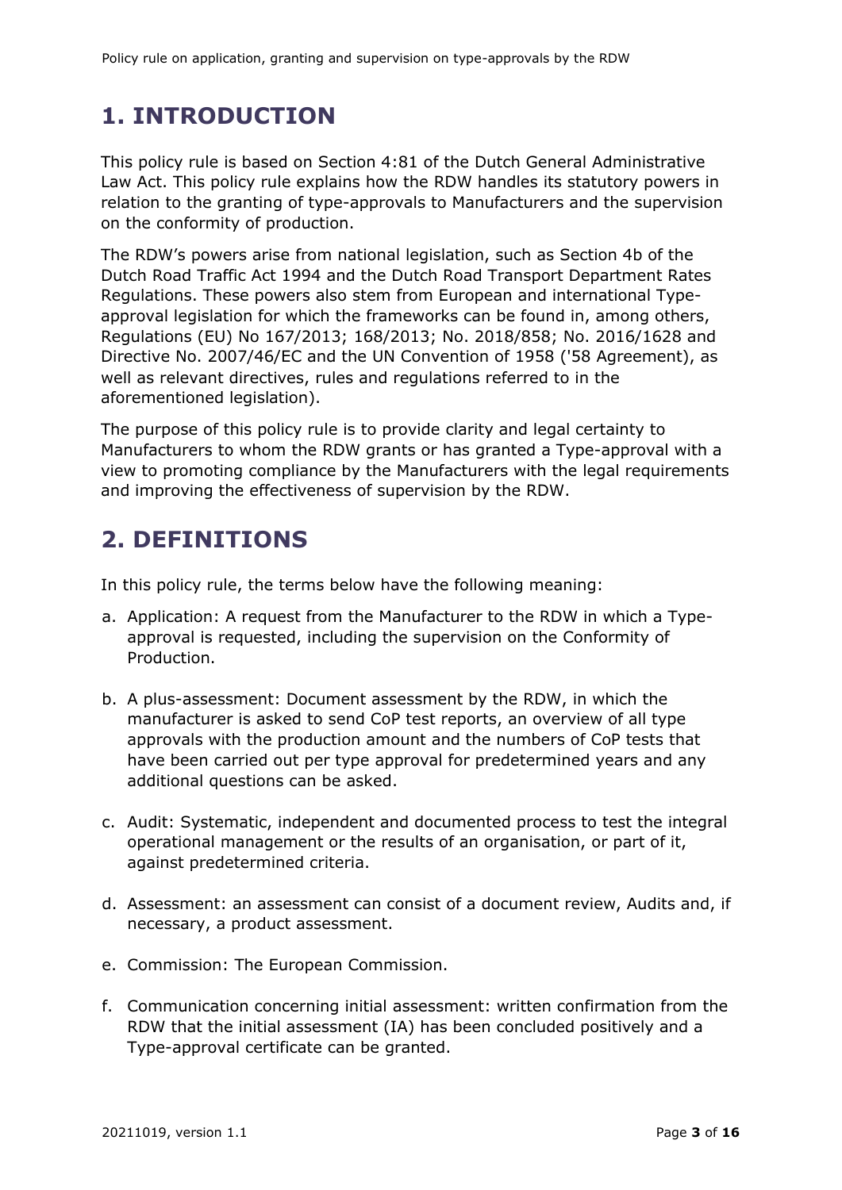# 1. INTRODUCTION

This policy rule is based on Section 4:81 of the Dutch General Administrative Law Act. This policy rule explains how the RDW handles its statutory powers in relation to the granting of type-approvals to Manufacturers and the supervision on the conformity of production.

The RDW's powers arise from national legislation, such as Section 4b of the Dutch Road Traffic Act 1994 and the Dutch Road Transport Department Rates Regulations. These powers also stem from European and international Type-approval legislation for which the frameworks can be found in, among others, Regulations (EU) No 167/2013; 168/2013; No. 2018/858; No. 2016/1628 and Directive No. 2007/46/EC and the UN Convention of 1958 ('58 Agreement), as well as relevant directives, rules and regulations referred to in the aforementioned legislation).

The purpose of this policy rule is to provide clarity and legal certainty to Manufacturers to whom the RDW grants or has granted a Type-approval with a view to promoting compliance by the Manufacturers with the legal requirements and improving the effectiveness of supervision by the RDW.

# 2. DEFINITIONS

In this policy rule, the terms below have the following meaning:

a. Application: A request from the Manufacturer to the RDW in which a Type-approval is requested, including the supervision on the Conformity of Production.

b. A plus-assessment: Document assessment by the RDW, in which the manufacturer is asked to send CoP test reports, an overview of all type approvals with the production amount and the numbers of CoP tests that have been carried out per type approval for predetermined years and any additional questions can be asked.

c. Audit: Systematic, independent and documented process to test the integral operational management or the results of an organisation, or part of it, against predetermined criteria.

d. Assessment: an assessment can consist of a document review, Audits and, if necessary, a product assessment.

e. Commission: The European Commission.

f. Communication concerning initial assessment: written confirmation from the RDW that the initial assessment (IA) has been concluded positively and a Type-approval certificate can be granted.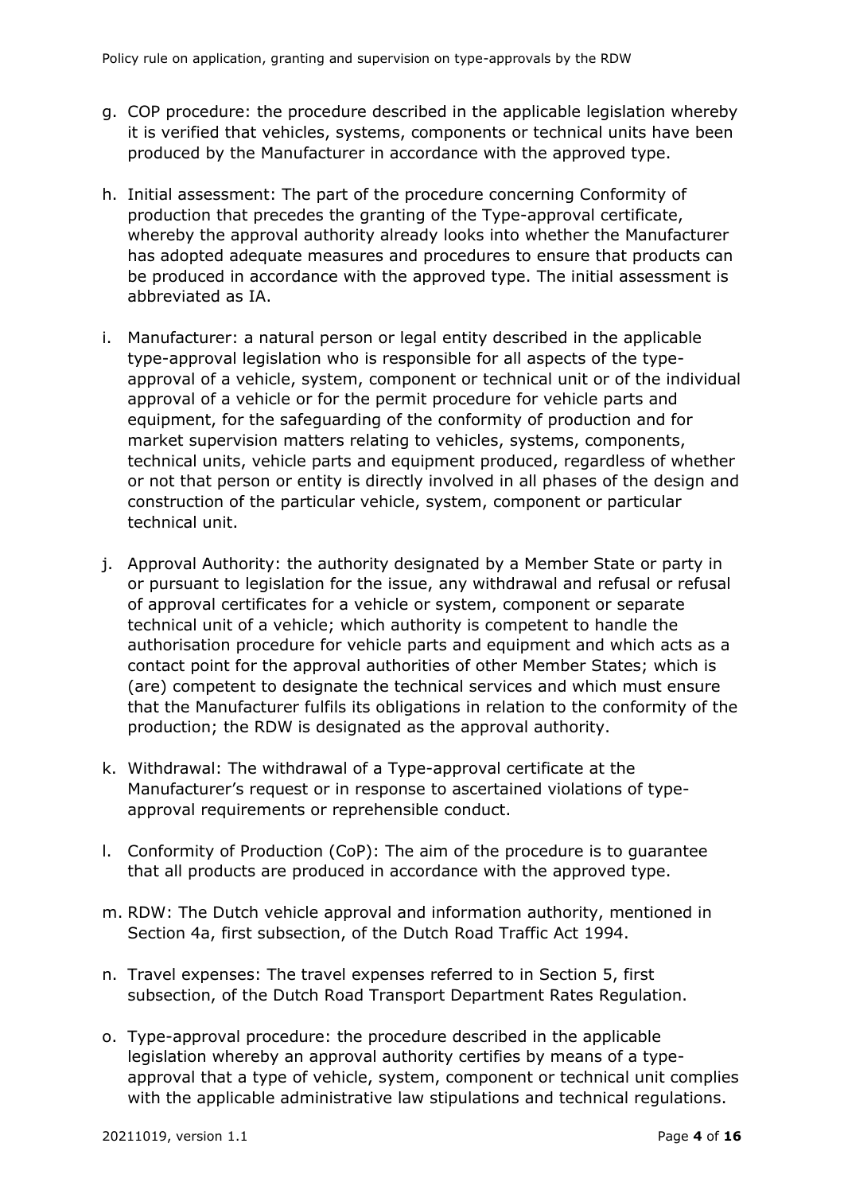g. COP procedure: the procedure described in the applicable legislation whereby it is verified that vehicles, systems, components or technical units have been produced by the Manufacturer in accordance with the approved type.

h. Initial assessment: The part of the procedure concerning Conformity of production that precedes the granting of the Type-approval certificate, whereby the approval authority already looks into whether the Manufacturer has adopted adequate measures and procedures to ensure that products can be produced in accordance with the approved type. The initial assessment is abbreviated as IA.

i. Manufacturer: a natural person or legal entity described in the applicable type-approval legislation who is responsible for all aspects of the type-approval of a vehicle, system, component or technical unit or of the individual approval of a vehicle or for the permit procedure for vehicle parts and equipment, for the safeguarding of the conformity of production and for market supervision matters relating to vehicles, systems, components, technical units, vehicle parts and equipment produced, regardless of whether or not that person or entity is directly involved in all phases of the design and construction of the particular vehicle, system, component or particular technical unit.

j. Approval Authority: the authority designated by a Member State or party in or pursuant to legislation for the issue, any withdrawal and refusal or refusal of approval certificates for a vehicle or system, component or separate technical unit of a vehicle; which authority is competent to handle the authorisation procedure for vehicle parts and equipment and which acts as a contact point for the approval authorities of other Member States; which is (are) competent to designate the technical services and which must ensure that the Manufacturer fulfils its obligations in relation to the conformity of the production; the RDW is designated as the approval authority.

k. Withdrawal: The withdrawal of a Type-approval certificate at the Manufacturer's request or in response to ascertained violations of type-approval requirements or reprehensible conduct.

l. Conformity of Production (CoP): The aim of the procedure is to guarantee that all products are produced in accordance with the approved type.

m. RDW: The Dutch vehicle approval and information authority, mentioned in Section 4a, first subsection, of the Dutch Road Traffic Act 1994.

n. Travel expenses: The travel expenses referred to in Section 5, first subsection, of the Dutch Road Transport Department Rates Regulation.

o. Type-approval procedure: the procedure described in the applicable legislation whereby an approval authority certifies by means of a type-approval that a type of vehicle, system, component or technical unit complies with the applicable administrative law stipulations and technical regulations.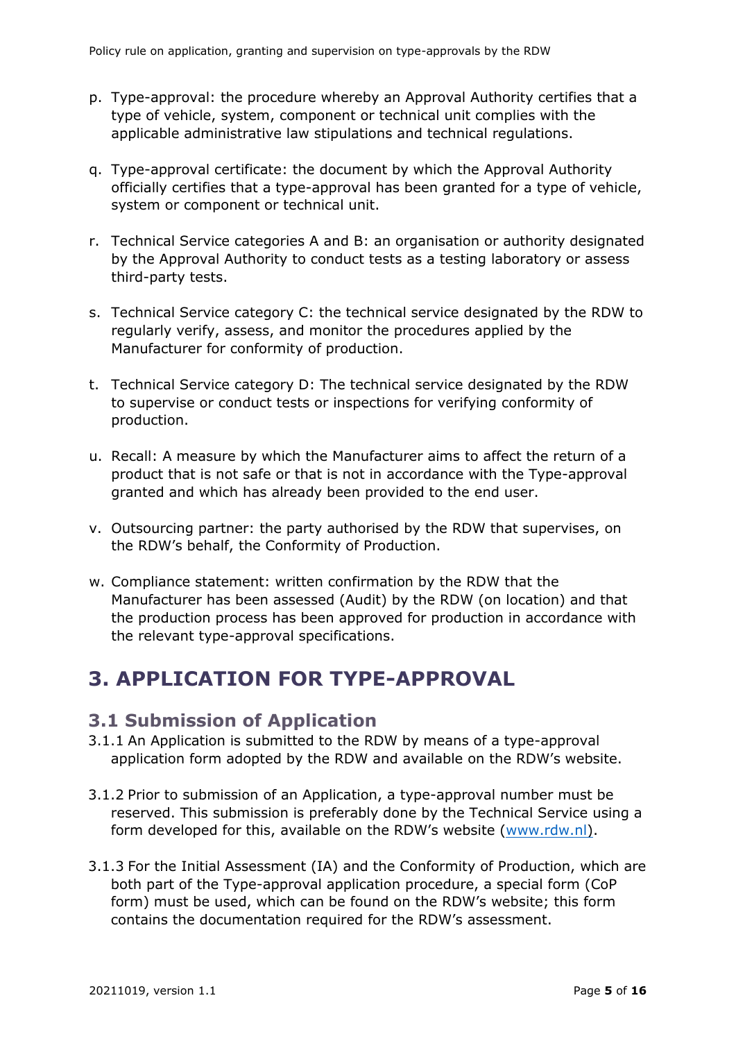p. Type-approval: the procedure whereby an Approval Authority certifies that a type of vehicle, system, component or technical unit complies with the applicable administrative law stipulations and technical regulations.

q. Type-approval certificate: the document by which the Approval Authority officially certifies that a type-approval has been granted for a type of vehicle, system or component or technical unit.

r. Technical Service categories A and B: an organisation or authority designated by the Approval Authority to conduct tests as a testing laboratory or assess third-party tests.

s. Technical Service category C: the technical service designated by the RDW to regularly verify, assess, and monitor the procedures applied by the Manufacturer for conformity of production.

t. Technical Service category D: The technical service designated by the RDW to supervise or conduct tests or inspections for verifying conformity of production.

u. Recall: A measure by which the Manufacturer aims to affect the return of a product that is not safe or that is not in accordance with the Type-approval granted and which has already been provided to the end user.

v. Outsourcing partner: the party authorised by the RDW that supervises, on the RDW's behalf, the Conformity of Production.

w. Compliance statement: written confirmation by the RDW that the Manufacturer has been assessed (Audit) by the RDW (on location) and that the production process has been approved for production in accordance with the relevant type-approval specifications.

# 3. APPLICATION FOR TYPE-APPROVAL

## 3.1 Submission of Application

3.1.1 An Application is submitted to the RDW by means of a type-approval application form adopted by the RDW and available on the RDW's website.

3.1.2 Prior to submission of an Application, a type-approval number must be reserved. This submission is preferably done by the Technical Service using a form developed for this, available on the RDW's website (www.rdw.nl).

3.1.3 For the Initial Assessment (IA) and the Conformity of Production, which are both part of the Type-approval application procedure, a special form (CoP form) must be used, which can be found on the RDW's website; this form contains the documentation required for the RDW's assessment.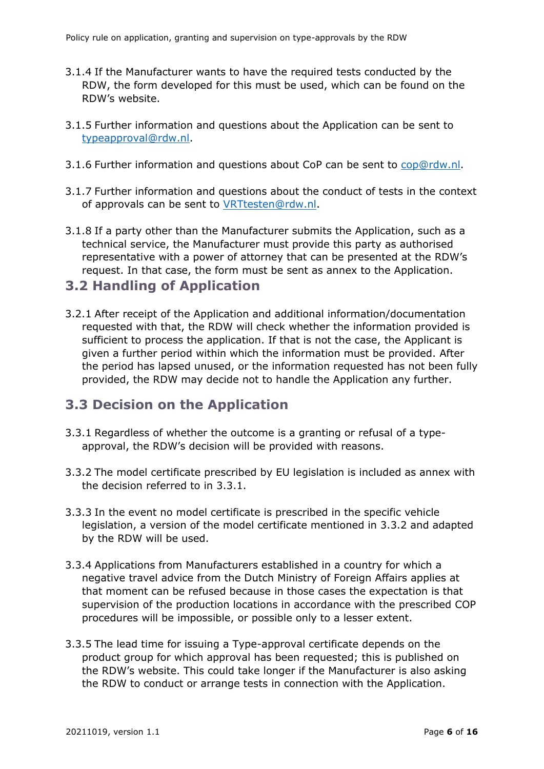3.1.4 If the Manufacturer wants to have the required tests conducted by the RDW, the form developed for this must be used, which can be found on the RDW's website.

3.1.5 Further information and questions about the Application can be sent to typeapproval@rdw.nl.

3.1.6 Further information and questions about CoP can be sent to cop@rdw.nl.

3.1.7 Further information and questions about the conduct of tests in the context of approvals can be sent to VRTtesten@rdw.nl.

3.1.8 If a party other than the Manufacturer submits the Application, such as a technical service, the Manufacturer must provide this party as authorised representative with a power of attorney that can be presented at the RDW's request. In that case, the form must be sent as annex to the Application.

## 3.2 Handling of Application

3.2.1 After receipt of the Application and additional information/documentation requested with that, the RDW will check whether the information provided is sufficient to process the application. If that is not the case, the Applicant is given a further period within which the information must be provided. After the period has lapsed unused, or the information requested has not been fully provided, the RDW may decide not to handle the Application any further.

## 3.3 Decision on the Application

3.3.1 Regardless of whether the outcome is a granting or refusal of a type-approval, the RDW's decision will be provided with reasons.

3.3.2 The model certificate prescribed by EU legislation is included as annex with the decision referred to in 3.3.1.

3.3.3 In the event no model certificate is prescribed in the specific vehicle legislation, a version of the model certificate mentioned in 3.3.2 and adapted by the RDW will be used.

3.3.4 Applications from Manufacturers established in a country for which a negative travel advice from the Dutch Ministry of Foreign Affairs applies at that moment can be refused because in those cases the expectation is that supervision of the production locations in accordance with the prescribed COP procedures will be impossible, or possible only to a lesser extent.

3.3.5 The lead time for issuing a Type-approval certificate depends on the product group for which approval has been requested; this is published on the RDW's website. This could take longer if the Manufacturer is also asking the RDW to conduct or arrange tests in connection with the Application.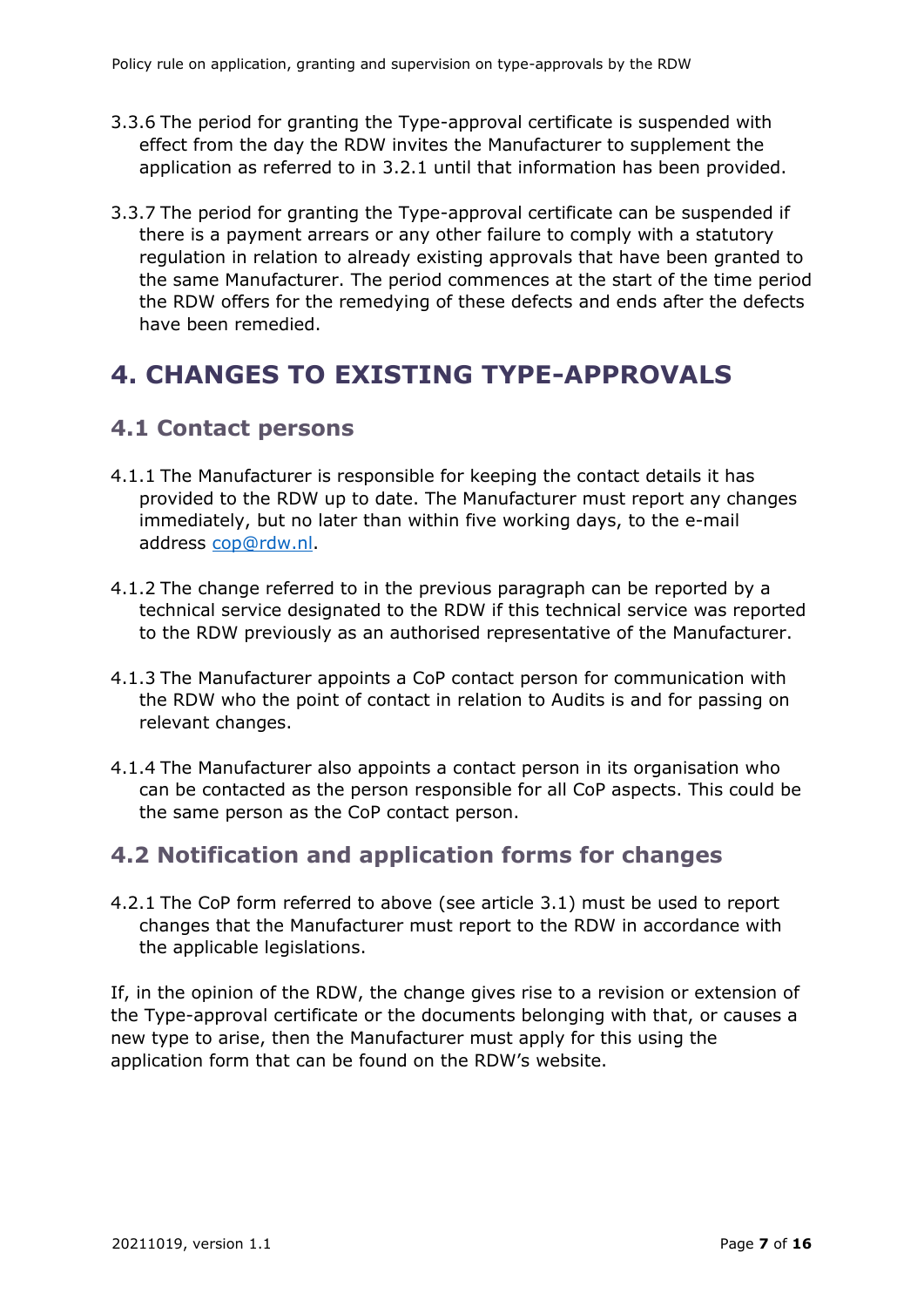3.3.6 The period for granting the Type-approval certificate is suspended with effect from the day the RDW invites the Manufacturer to supplement the application as referred to in 3.2.1 until that information has been provided.

3.3.7 The period for granting the Type-approval certificate can be suspended if there is a payment arrears or any other failure to comply with a statutory regulation in relation to already existing approvals that have been granted to the same Manufacturer. The period commences at the start of the time period the RDW offers for the remedying of these defects and ends after the defects have been remedied.

# 4. CHANGES TO EXISTING TYPE-APPROVALS

## 4.1 Contact persons

4.1.1 The Manufacturer is responsible for keeping the contact details it has provided to the RDW up to date. The Manufacturer must report any changes immediately, but no later than within five working days, to the e-mail address [cop@rdw.nl](mailto:cop@rdw.nl).

4.1.2 The change referred to in the previous paragraph can be reported by a technical service designated to the RDW if this technical service was reported to the RDW previously as an authorised representative of the Manufacturer.

4.1.3 The Manufacturer appoints a CoP contact person for communication with the RDW who the point of contact in relation to Audits is and for passing on relevant changes.

4.1.4 The Manufacturer also appoints a contact person in its organisation who can be contacted as the person responsible for all CoP aspects. This could be the same person as the CoP contact person.

## 4.2 Notification and application forms for changes

4.2.1 The CoP form referred to above (see article 3.1) must be used to report changes that the Manufacturer must report to the RDW in accordance with the applicable legislations.

If, in the opinion of the RDW, the change gives rise to a revision or extension of the Type-approval certificate or the documents belonging with that, or causes a new type to arise, then the Manufacturer must apply for this using the application form that can be found on the RDW's website.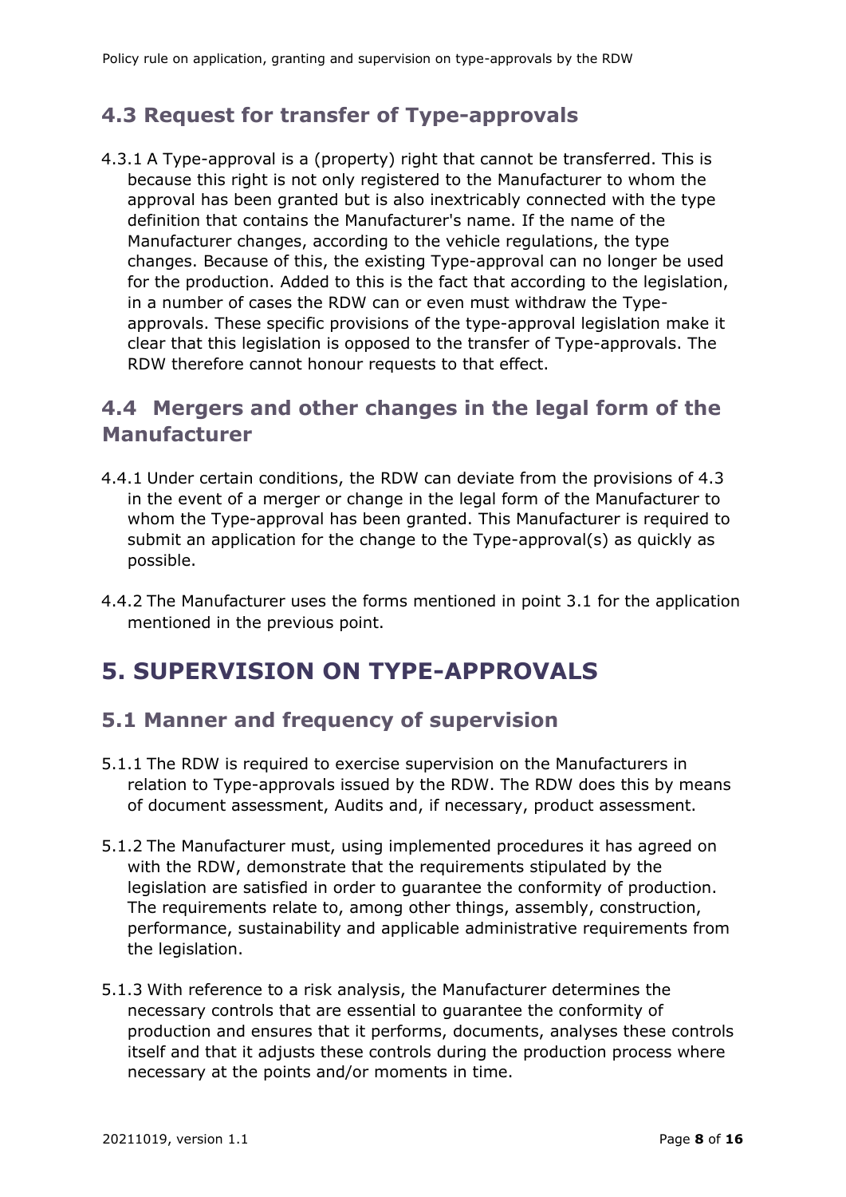### 4.3 Request for transfer of Type-approvals

4.3.1 A Type-approval is a (property) right that cannot be transferred. This is because this right is not only registered to the Manufacturer to whom the approval has been granted but is also inextricably connected with the type definition that contains the Manufacturer's name. If the name of the Manufacturer changes, according to the vehicle regulations, the type changes. Because of this, the existing Type-approval can no longer be used for the production. Added to this is the fact that according to the legislation, in a number of cases the RDW can or even must withdraw the Type-approvals. These specific provisions of the type-approval legislation make it clear that this legislation is opposed to the transfer of Type-approvals. The RDW therefore cannot honour requests to that effect.

### 4.4 Mergers and other changes in the legal form of the Manufacturer

4.4.1 Under certain conditions, the RDW can deviate from the provisions of 4.3 in the event of a merger or change in the legal form of the Manufacturer to whom the Type-approval has been granted. This Manufacturer is required to submit an application for the change to the Type-approval(s) as quickly as possible.

4.4.2 The Manufacturer uses the forms mentioned in point 3.1 for the application mentioned in the previous point.

## 5. SUPERVISION ON TYPE-APPROVALS

### 5.1 Manner and frequency of supervision

5.1.1 The RDW is required to exercise supervision on the Manufacturers in relation to Type-approvals issued by the RDW. The RDW does this by means of document assessment, Audits and, if necessary, product assessment.

5.1.2 The Manufacturer must, using implemented procedures it has agreed on with the RDW, demonstrate that the requirements stipulated by the legislation are satisfied in order to guarantee the conformity of production. The requirements relate to, among other things, assembly, construction, performance, sustainability and applicable administrative requirements from the legislation.

5.1.3 With reference to a risk analysis, the Manufacturer determines the necessary controls that are essential to guarantee the conformity of production and ensures that it performs, documents, analyses these controls itself and that it adjusts these controls during the production process where necessary at the points and/or moments in time.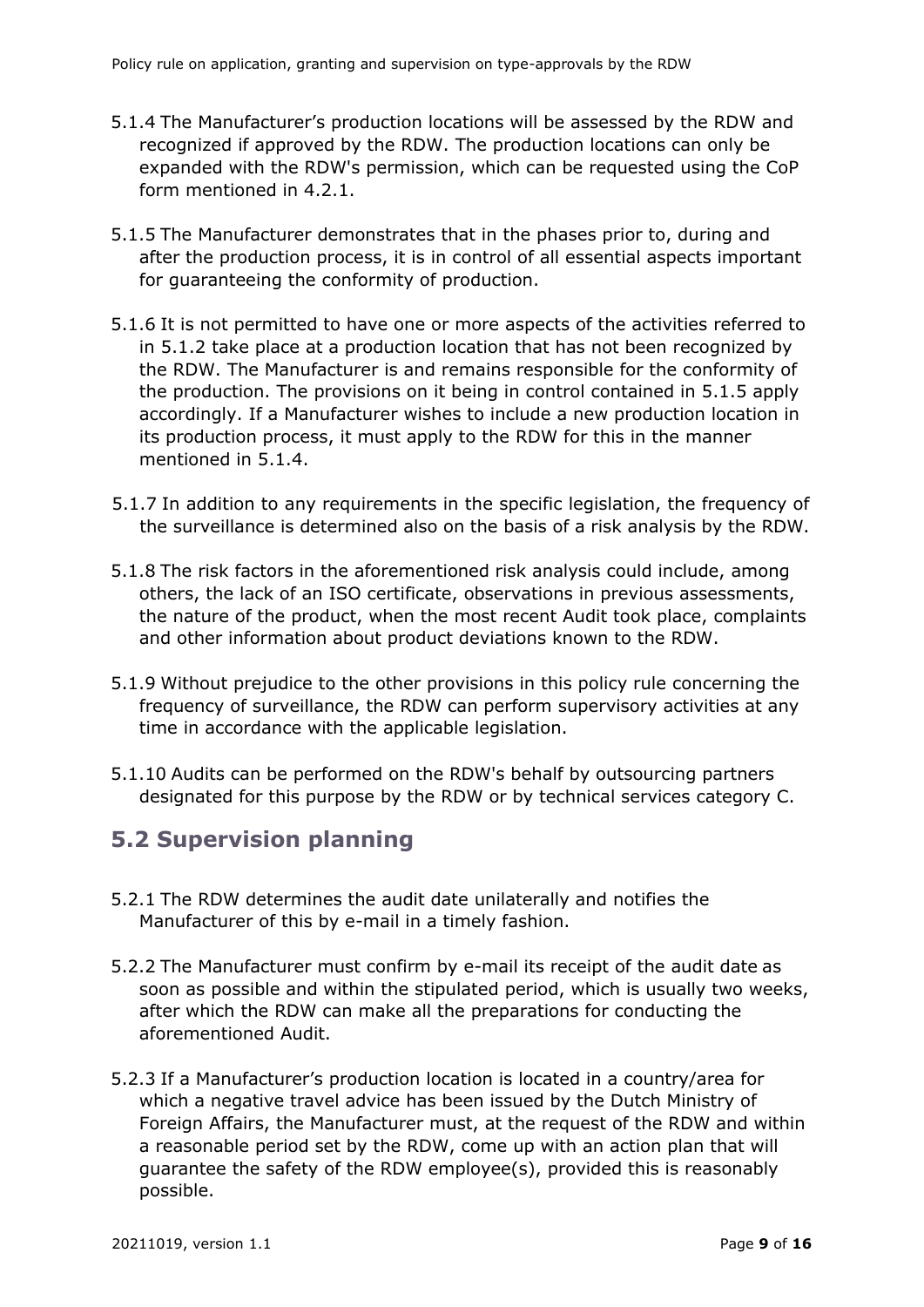5.1.4 The Manufacturer's production locations will be assessed by the RDW and recognized if approved by the RDW. The production locations can only be expanded with the RDW's permission, which can be requested using the CoP form mentioned in 4.2.1.

5.1.5 The Manufacturer demonstrates that in the phases prior to, during and after the production process, it is in control of all essential aspects important for guaranteeing the conformity of production.

5.1.6 It is not permitted to have one or more aspects of the activities referred to in 5.1.2 take place at a production location that has not been recognized by the RDW. The Manufacturer is and remains responsible for the conformity of the production. The provisions on it being in control contained in 5.1.5 apply accordingly. If a Manufacturer wishes to include a new production location in its production process, it must apply to the RDW for this in the manner mentioned in 5.1.4.

5.1.7 In addition to any requirements in the specific legislation, the frequency of the surveillance is determined also on the basis of a risk analysis by the RDW.

5.1.8 The risk factors in the aforementioned risk analysis could include, among others, the lack of an ISO certificate, observations in previous assessments, the nature of the product, when the most recent Audit took place, complaints and other information about product deviations known to the RDW.

5.1.9 Without prejudice to the other provisions in this policy rule concerning the frequency of surveillance, the RDW can perform supervisory activities at any time in accordance with the applicable legislation.

5.1.10 Audits can be performed on the RDW's behalf by outsourcing partners designated for this purpose by the RDW or by technical services category C.

## 5.2 Supervision planning

5.2.1 The RDW determines the audit date unilaterally and notifies the Manufacturer of this by e-mail in a timely fashion.

5.2.2 The Manufacturer must confirm by e-mail its receipt of the audit date as soon as possible and within the stipulated period, which is usually two weeks, after which the RDW can make all the preparations for conducting the aforementioned Audit.

5.2.3 If a Manufacturer's production location is located in a country/area for which a negative travel advice has been issued by the Dutch Ministry of Foreign Affairs, the Manufacturer must, at the request of the RDW and within a reasonable period set by the RDW, come up with an action plan that will guarantee the safety of the RDW employee(s), provided this is reasonably possible.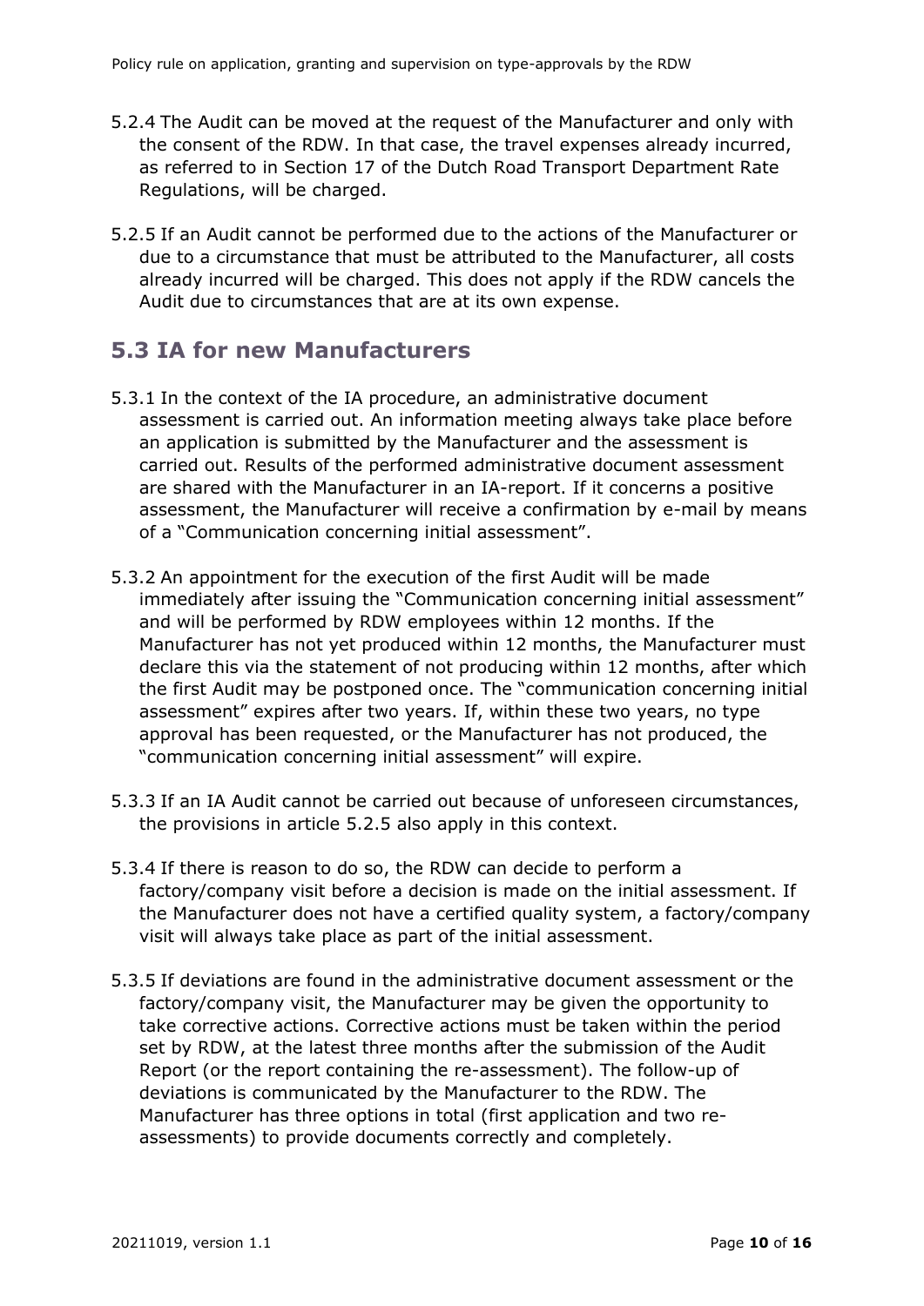5.2.4 The Audit can be moved at the request of the Manufacturer and only with the consent of the RDW. In that case, the travel expenses already incurred, as referred to in Section 17 of the Dutch Road Transport Department Rate Regulations, will be charged.

5.2.5 If an Audit cannot be performed due to the actions of the Manufacturer or due to a circumstance that must be attributed to the Manufacturer, all costs already incurred will be charged. This does not apply if the RDW cancels the Audit due to circumstances that are at its own expense.

## 5.3 IA for new Manufacturers

5.3.1 In the context of the IA procedure, an administrative document assessment is carried out. An information meeting always take place before an application is submitted by the Manufacturer and the assessment is carried out. Results of the performed administrative document assessment are shared with the Manufacturer in an IA-report. If it concerns a positive assessment, the Manufacturer will receive a confirmation by e-mail by means of a "Communication concerning initial assessment".

5.3.2 An appointment for the execution of the first Audit will be made immediately after issuing the "Communication concerning initial assessment" and will be performed by RDW employees within 12 months. If the Manufacturer has not yet produced within 12 months, the Manufacturer must declare this via the statement of not producing within 12 months, after which the first Audit may be postponed once. The "communication concerning initial assessment" expires after two years. If, within these two years, no type approval has been requested, or the Manufacturer has not produced, the "communication concerning initial assessment" will expire.

5.3.3 If an IA Audit cannot be carried out because of unforeseen circumstances, the provisions in article 5.2.5 also apply in this context.

5.3.4 If there is reason to do so, the RDW can decide to perform a factory/company visit before a decision is made on the initial assessment. If the Manufacturer does not have a certified quality system, a factory/company visit will always take place as part of the initial assessment.

5.3.5 If deviations are found in the administrative document assessment or the factory/company visit, the Manufacturer may be given the opportunity to take corrective actions. Corrective actions must be taken within the period set by RDW, at the latest three months after the submission of the Audit Report (or the report containing the re-assessment). The follow-up of deviations is communicated by the Manufacturer to the RDW. The Manufacturer has three options in total (first application and two re-assessments) to provide documents correctly and completely.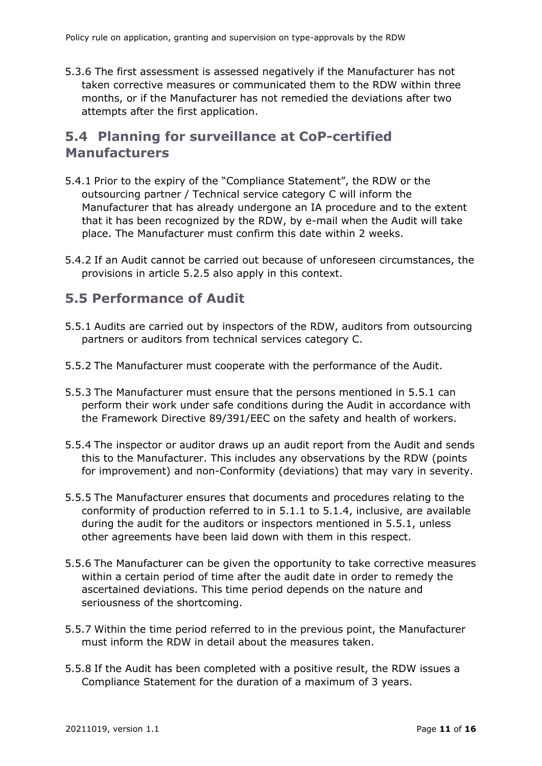5.3.6 The first assessment is assessed negatively if the Manufacturer has not taken corrective measures or communicated them to the RDW within three months, or if the Manufacturer has not remedied the deviations after two attempts after the first application.

## 5.4 Planning for surveillance at CoP-certified Manufacturers

5.4.1 Prior to the expiry of the "Compliance Statement", the RDW or the outsourcing partner / Technical service category C will inform the Manufacturer that has already undergone an IA procedure and to the extent that it has been recognized by the RDW, by e-mail when the Audit will take place. The Manufacturer must confirm this date within 2 weeks.

5.4.2 If an Audit cannot be carried out because of unforeseen circumstances, the provisions in article 5.2.5 also apply in this context.

## 5.5 Performance of Audit

5.5.1 Audits are carried out by inspectors of the RDW, auditors from outsourcing partners or auditors from technical services category C.

5.5.2 The Manufacturer must cooperate with the performance of the Audit.

5.5.3 The Manufacturer must ensure that the persons mentioned in 5.5.1 can perform their work under safe conditions during the Audit in accordance with the Framework Directive 89/391/EEC on the safety and health of workers.

5.5.4 The inspector or auditor draws up an audit report from the Audit and sends this to the Manufacturer. This includes any observations by the RDW (points for improvement) and non-Conformity (deviations) that may vary in severity.

5.5.5 The Manufacturer ensures that documents and procedures relating to the conformity of production referred to in 5.1.1 to 5.1.4, inclusive, are available during the audit for the auditors or inspectors mentioned in 5.5.1, unless other agreements have been laid down with them in this respect.

5.5.6 The Manufacturer can be given the opportunity to take corrective measures within a certain period of time after the audit date in order to remedy the ascertained deviations. This time period depends on the nature and seriousness of the shortcoming.

5.5.7 Within the time period referred to in the previous point, the Manufacturer must inform the RDW in detail about the measures taken.

5.5.8 If the Audit has been completed with a positive result, the RDW issues a Compliance Statement for the duration of a maximum of 3 years.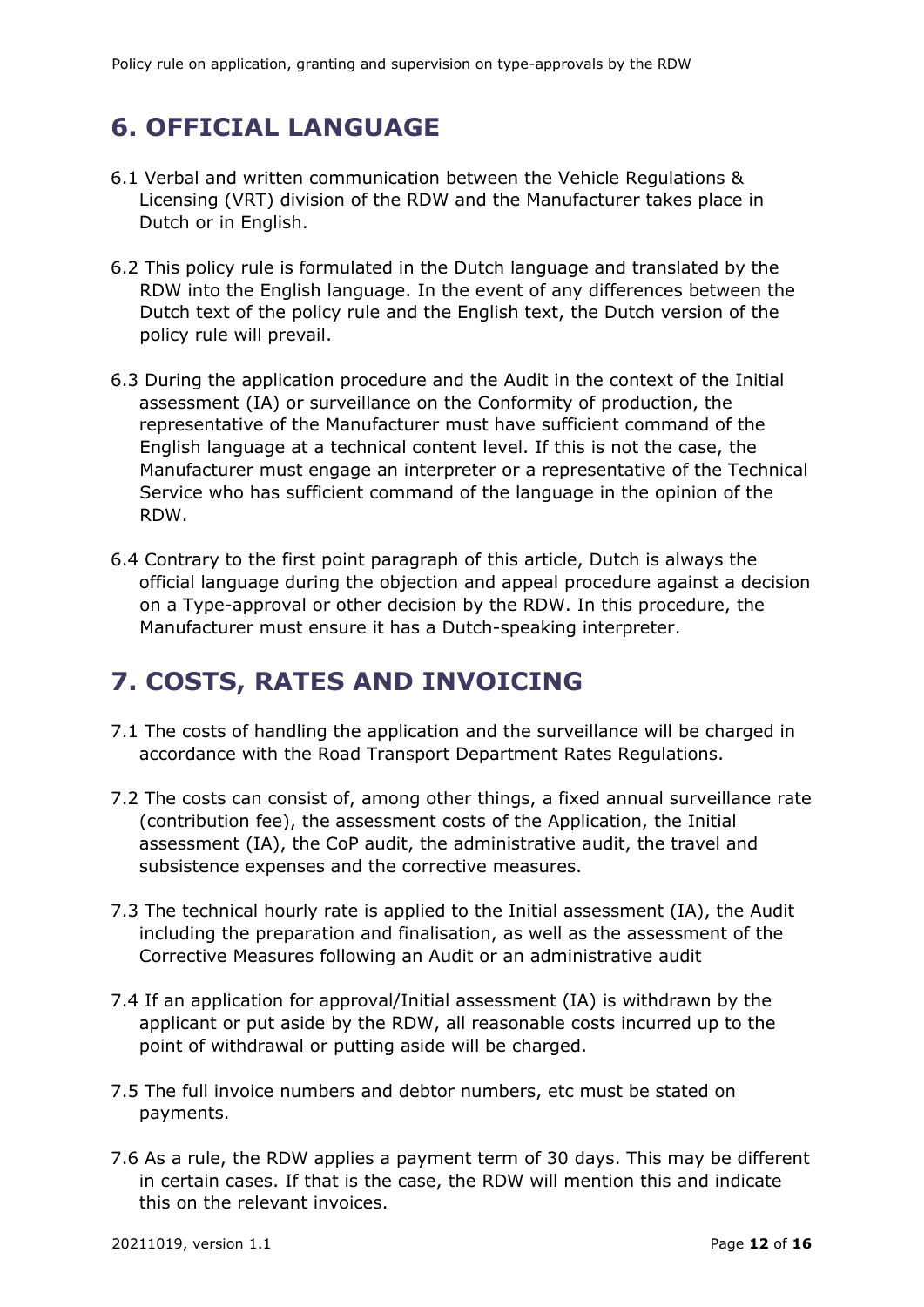# 6. OFFICIAL LANGUAGE

6.1 Verbal and written communication between the Vehicle Regulations & Licensing (VRT) division of the RDW and the Manufacturer takes place in Dutch or in English.

6.2 This policy rule is formulated in the Dutch language and translated by the RDW into the English language. In the event of any differences between the Dutch text of the policy rule and the English text, the Dutch version of the policy rule will prevail.

6.3 During the application procedure and the Audit in the context of the Initial assessment (IA) or surveillance on the Conformity of production, the representative of the Manufacturer must have sufficient command of the English language at a technical content level. If this is not the case, the Manufacturer must engage an interpreter or a representative of the Technical Service who has sufficient command of the language in the opinion of the RDW.

6.4 Contrary to the first point paragraph of this article, Dutch is always the official language during the objection and appeal procedure against a decision on a Type-approval or other decision by the RDW. In this procedure, the Manufacturer must ensure it has a Dutch-speaking interpreter.

# 7. COSTS, RATES AND INVOICING

7.1 The costs of handling the application and the surveillance will be charged in accordance with the Road Transport Department Rates Regulations.

7.2 The costs can consist of, among other things, a fixed annual surveillance rate (contribution fee), the assessment costs of the Application, the Initial assessment (IA), the CoP audit, the administrative audit, the travel and subsistence expenses and the corrective measures.

7.3 The technical hourly rate is applied to the Initial assessment (IA), the Audit including the preparation and finalisation, as well as the assessment of the Corrective Measures following an Audit or an administrative audit

7.4 If an application for approval/Initial assessment (IA) is withdrawn by the applicant or put aside by the RDW, all reasonable costs incurred up to the point of withdrawal or putting aside will be charged.

7.5 The full invoice numbers and debtor numbers, etc must be stated on payments.

7.6 As a rule, the RDW applies a payment term of 30 days. This may be different in certain cases. If that is the case, the RDW will mention this and indicate this on the relevant invoices.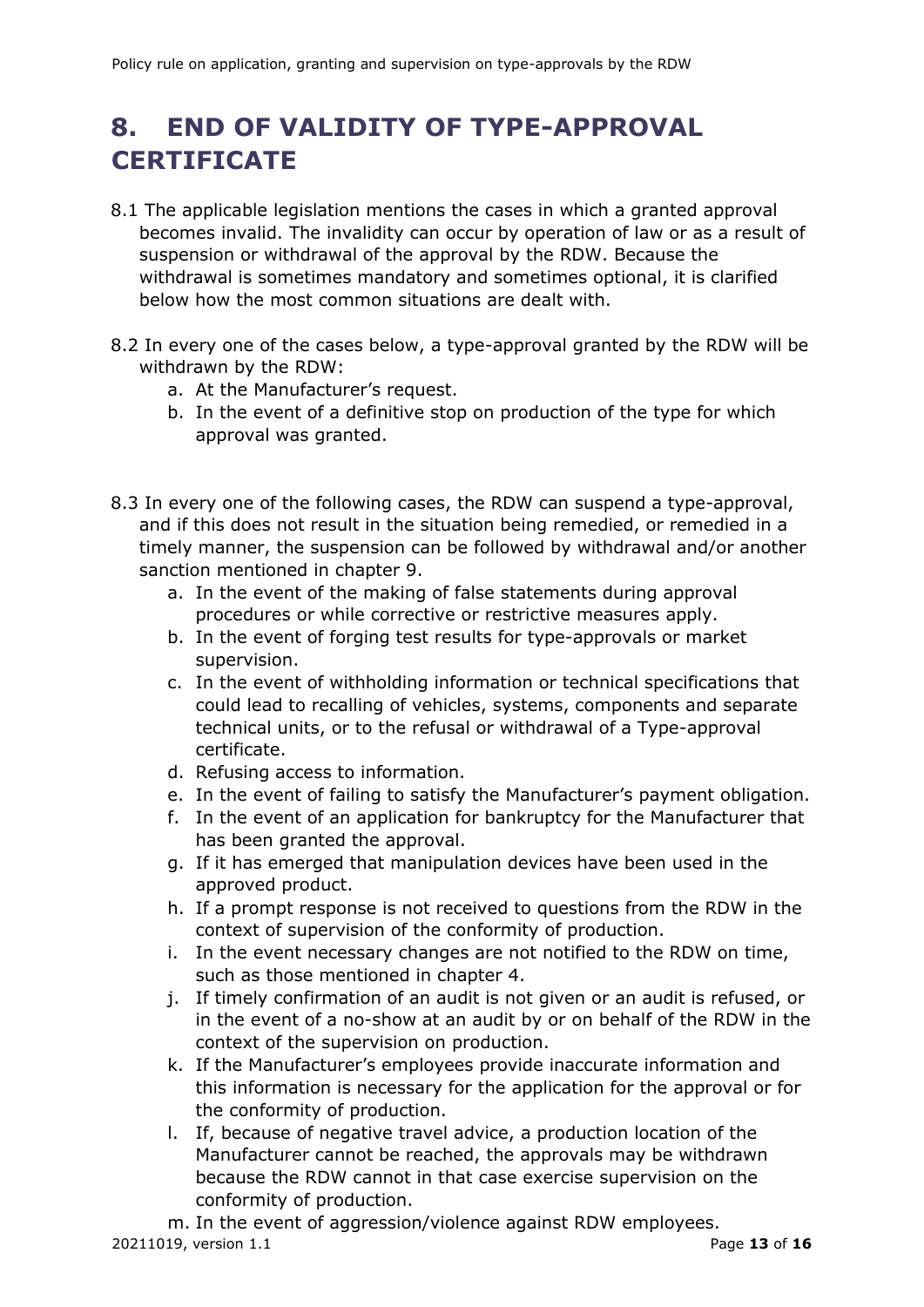# 8. END OF VALIDITY OF TYPE-APPROVAL CERTIFICATE

8.1 The applicable legislation mentions the cases in which a granted approval becomes invalid. The invalidity can occur by operation of law or as a result of suspension or withdrawal of the approval by the RDW. Because the withdrawal is sometimes mandatory and sometimes optional, it is clarified below how the most common situations are dealt with.

8.2 In every one of the cases below, a type-approval granted by the RDW will be withdrawn by the RDW:

a. At the Manufacturer's request.
b. In the event of a definitive stop on production of the type for which approval was granted.

8.3 In every one of the following cases, the RDW can suspend a type-approval, and if this does not result in the situation being remedied, or remedied in a timely manner, the suspension can be followed by withdrawal and/or another sanction mentioned in chapter 9.

a. In the event of the making of false statements during approval procedures or while corrective or restrictive measures apply.
b. In the event of forging test results for type-approvals or market supervision.
c. In the event of withholding information or technical specifications that could lead to recalling of vehicles, systems, components and separate technical units, or to the refusal or withdrawal of a Type-approval certificate.
d. Refusing access to information.
e. In the event of failing to satisfy the Manufacturer's payment obligation.
f. In the event of an application for bankruptcy for the Manufacturer that has been granted the approval.
g. If it has emerged that manipulation devices have been used in the approved product.
h. If a prompt response is not received to questions from the RDW in the context of supervision of the conformity of production.
i. In the event necessary changes are not notified to the RDW on time, such as those mentioned in chapter 4.
j. If timely confirmation of an audit is not given or an audit is refused, or in the event of a no-show at an audit by or on behalf of the RDW in the context of the supervision on production.
k. If the Manufacturer's employees provide inaccurate information and this information is necessary for the application for the approval or for the conformity of production.
l. If, because of negative travel advice, a production location of the Manufacturer cannot be reached, the approvals may be withdrawn because the RDW cannot in that case exercise supervision on the conformity of production.
m. In the event of aggression/violence against RDW employees.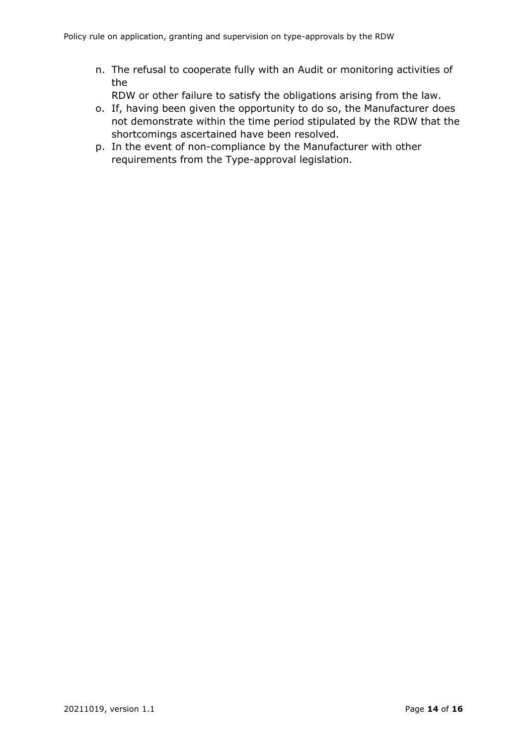n. The refusal to cooperate fully with an Audit or monitoring activities of the RDW or other failure to satisfy the obligations arising from the law.
o. If, having been given the opportunity to do so, the Manufacturer does not demonstrate within the time period stipulated by the RDW that the shortcomings ascertained have been resolved.
p. In the event of non-compliance by the Manufacturer with other requirements from the Type-approval legislation.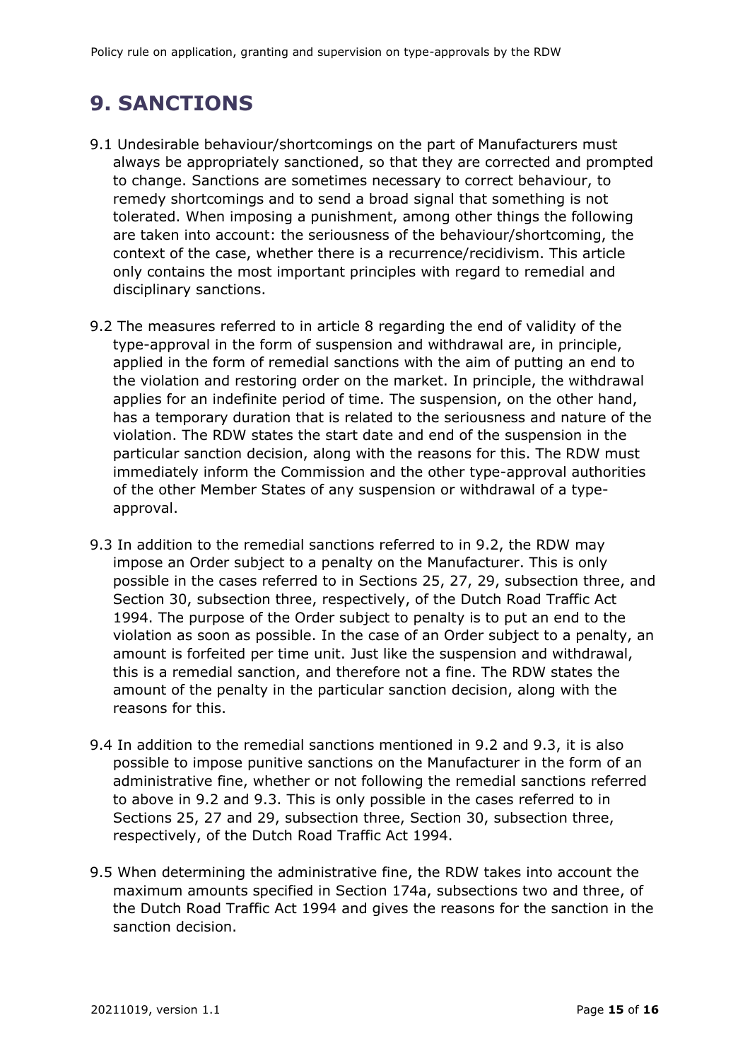# 9. SANCTIONS

9.1 Undesirable behaviour/shortcomings on the part of Manufacturers must always be appropriately sanctioned, so that they are corrected and prompted to change. Sanctions are sometimes necessary to correct behaviour, to remedy shortcomings and to send a broad signal that something is not tolerated. When imposing a punishment, among other things the following are taken into account: the seriousness of the behaviour/shortcoming, the context of the case, whether there is a recurrence/recidivism. This article only contains the most important principles with regard to remedial and disciplinary sanctions.

9.2 The measures referred to in article 8 regarding the end of validity of the type-approval in the form of suspension and withdrawal are, in principle, applied in the form of remedial sanctions with the aim of putting an end to the violation and restoring order on the market. In principle, the withdrawal applies for an indefinite period of time. The suspension, on the other hand, has a temporary duration that is related to the seriousness and nature of the violation. The RDW states the start date and end of the suspension in the particular sanction decision, along with the reasons for this. The RDW must immediately inform the Commission and the other type-approval authorities of the other Member States of any suspension or withdrawal of a type-approval.

9.3 In addition to the remedial sanctions referred to in 9.2, the RDW may impose an Order subject to a penalty on the Manufacturer. This is only possible in the cases referred to in Sections 25, 27, 29, subsection three, and Section 30, subsection three, respectively, of the Dutch Road Traffic Act 1994. The purpose of the Order subject to penalty is to put an end to the violation as soon as possible. In the case of an Order subject to a penalty, an amount is forfeited per time unit. Just like the suspension and withdrawal, this is a remedial sanction, and therefore not a fine. The RDW states the amount of the penalty in the particular sanction decision, along with the reasons for this.

9.4 In addition to the remedial sanctions mentioned in 9.2 and 9.3, it is also possible to impose punitive sanctions on the Manufacturer in the form of an administrative fine, whether or not following the remedial sanctions referred to above in 9.2 and 9.3. This is only possible in the cases referred to in Sections 25, 27 and 29, subsection three, Section 30, subsection three, respectively, of the Dutch Road Traffic Act 1994.

9.5 When determining the administrative fine, the RDW takes into account the maximum amounts specified in Section 174a, subsections two and three, of the Dutch Road Traffic Act 1994 and gives the reasons for the sanction in the sanction decision.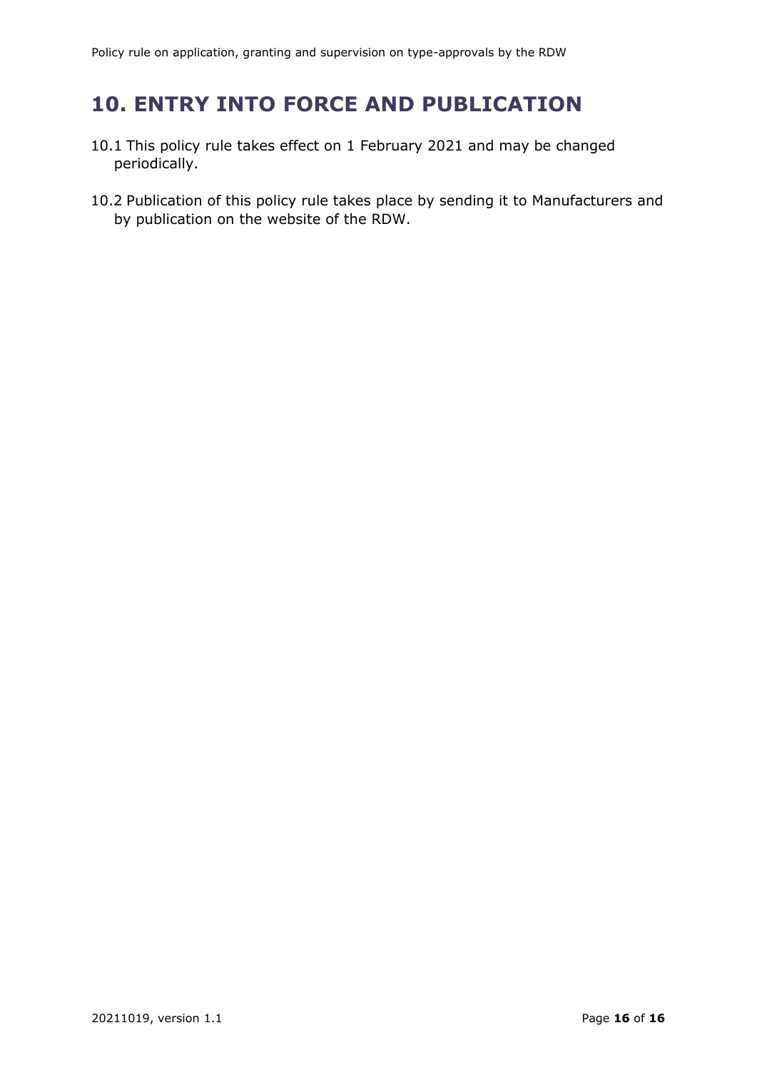# 10. ENTRY INTO FORCE AND PUBLICATION

10.1 This policy rule takes effect on 1 February 2021 and may be changed periodically.

10.2 Publication of this policy rule takes place by sending it to Manufacturers and by publication on the website of the RDW.